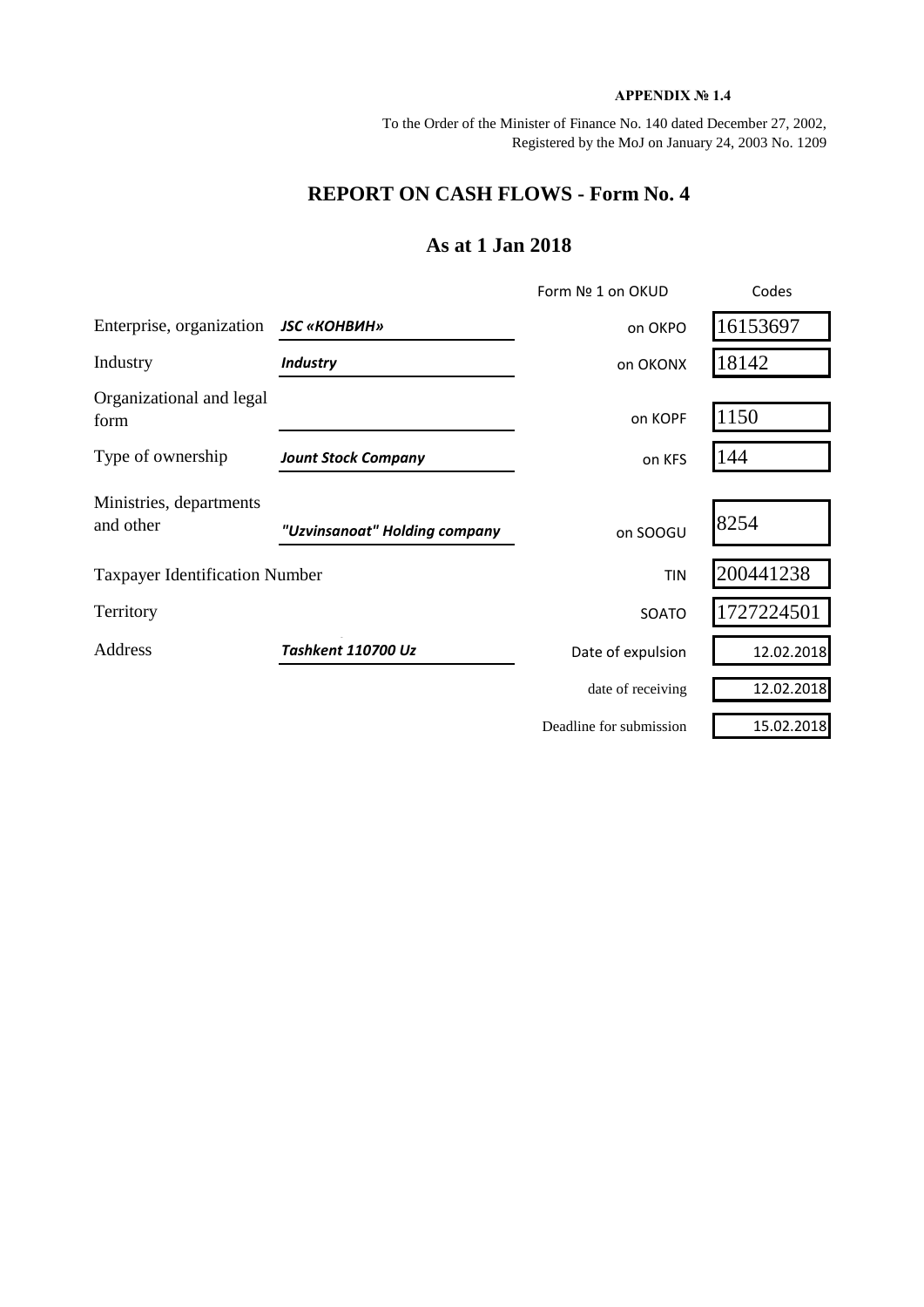**APPENDIX № 1.4**

To the Order of the Minister of Finance No. 140 dated December 27, 2002,
Registered by the MoJ on January 24, 2003 No. 1209

# REPORT ON CASH FLOWS - Form No. 4

## As at 1 Jan 2018

| | | Form № 1 on OKUD | Codes |
|---|---|---|---|
| Enterprise, organization | ***JSC «КОНВИН»*** | on OKPO | 16153697 |
| Industry | ***Industry*** | on OKONX | 18142 |
| Organizational and legal form | | on KOPF | 1150 |
| Type of ownership | ***Jount Stock Company*** | on KFS | 144 |
| Ministries, departments and other | ***"Uzvinsanoat" Holding company*** | on SOOGU | 8254 |
| Taxpayer Identification Number | | TIN | 200441238 |
| Territory | | SOATO | 1727224501 |
| Address | ***Tashkent 110700 Uz*** | Date of expulsion | 12.02.2018 |
| | | date of receiving | 12.02.2018 |
| | | Deadline for submission | 15.02.2018 |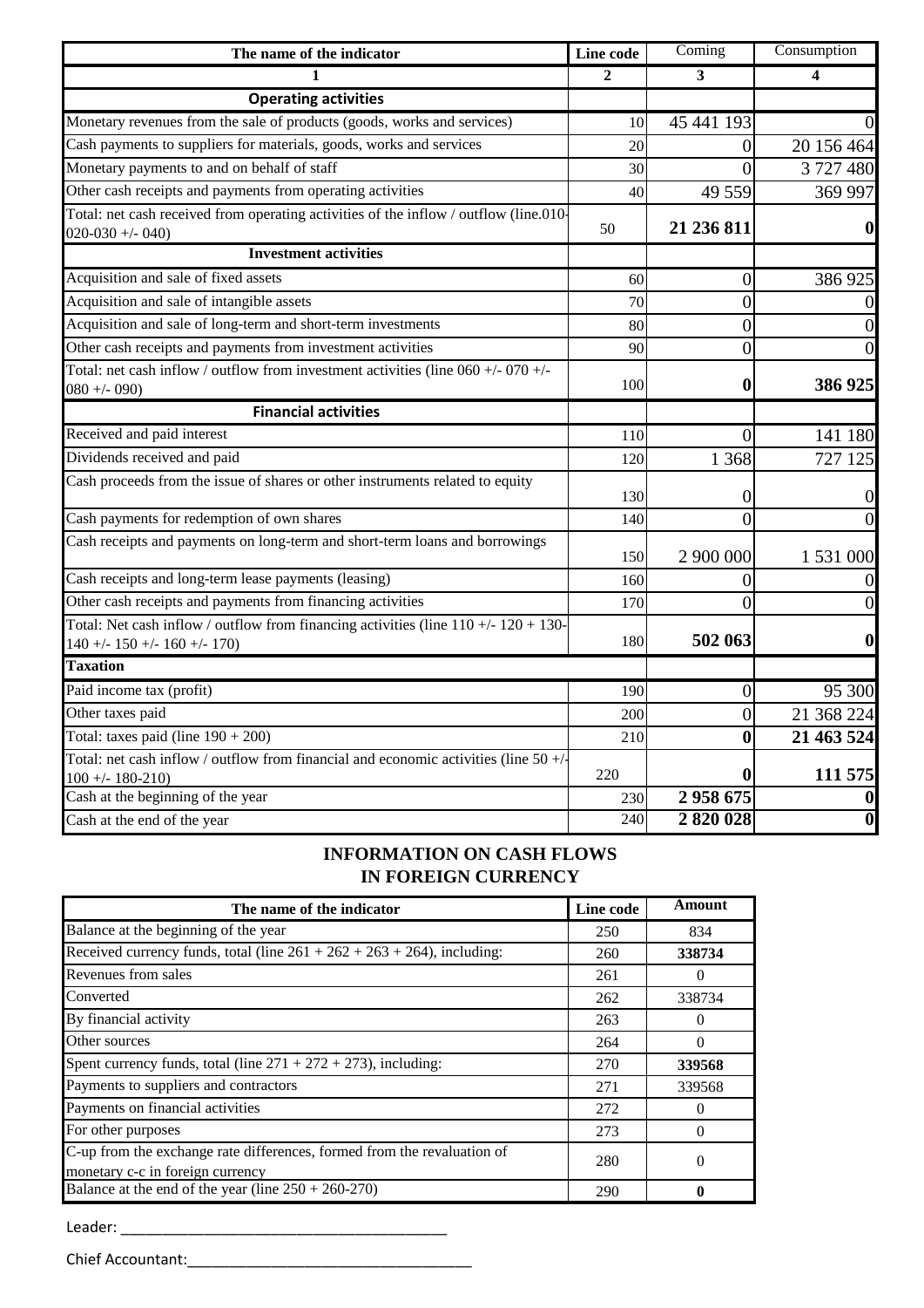| The name of the indicator | Line code | Coming | Consumption |
|---|---|---|---|
| 1 | 2 | 3 | 4 |
| **Operating activities** | | | |
| Monetary revenues from the sale of products (goods, works and services) | 10 | 45 441 193 | 0 |
| Cash payments to suppliers for materials, goods, works and services | 20 | 0 | 20 156 464 |
| Monetary payments to and on behalf of staff | 30 | 0 | 3 727 480 |
| Other cash receipts and payments from operating activities | 40 | 49 559 | 369 997 |
| Total: net cash received from operating activities of the inflow / outflow (line.010-020-030 +/- 040) | 50 | **21 236 811** | **0** |
| **Investment activities** | | | |
| Acquisition and sale of fixed assets | 60 | 0 | 386 925 |
| Acquisition and sale of intangible assets | 70 | 0 | 0 |
| Acquisition and sale of long-term and short-term investments | 80 | 0 | 0 |
| Other cash receipts and payments from investment activities | 90 | 0 | 0 |
| Total: net cash inflow / outflow from investment activities (line 060 +/- 070 +/- 080 +/- 090) | 100 | **0** | **386 925** |
| **Financial activities** | | | |
| Received and paid interest | 110 | 0 | 141 180 |
| Dividends received and paid | 120 | 1 368 | 727 125 |
| Cash proceeds from the issue of shares or other instruments related to equity | 130 | 0 | 0 |
| Cash payments for redemption of own shares | 140 | 0 | 0 |
| Cash receipts and payments on long-term and short-term loans and borrowings | 150 | 2 900 000 | 1 531 000 |
| Cash receipts and long-term lease payments (leasing) | 160 | 0 | 0 |
| Other cash receipts and payments from financing activities | 170 | 0 | 0 |
| Total: Net cash inflow / outflow from financing activities (line 110 +/- 120 + 130-140 +/- 150 +/- 160 +/- 170) | 180 | **502 063** | **0** |
| **Taxation** | | | |
| Paid income tax (profit) | 190 | 0 | 95 300 |
| Other taxes paid | 200 | 0 | 21 368 224 |
| Total: taxes paid (line 190 + 200) | 210 | **0** | **21 463 524** |
| Total: net cash inflow / outflow from financial and economic activities (line 50 +/- 100 +/- 180-210) | 220 | **0** | **111 575** |
| Cash at the beginning of the year | 230 | **2 958 675** | **0** |
| Cash at the end of the year | 240 | **2 820 028** | **0** |

## INFORMATION ON CASH FLOWS IN FOREIGN CURRENCY

| The name of the indicator | Line code | Amount |
|---|---|---|
| Balance at the beginning of the year | 250 | 834 |
| Received currency funds, total (line 261 + 262 + 263 + 264), including: | 260 | **338734** |
| Revenues from sales | 261 | 0 |
| Converted | 262 | 338734 |
| By financial activity | 263 | 0 |
| Other sources | 264 | 0 |
| Spent currency funds, total (line 271 + 272 + 273), including: | 270 | **339568** |
| Payments to suppliers and contractors | 271 | 339568 |
| Payments on financial activities | 272 | 0 |
| For other purposes | 273 | 0 |
| C-up from the exchange rate differences, formed from the revaluation of monetary c-c in foreign currency | 280 | 0 |
| Balance at the end of the year (line 250 + 260-270) | 290 | **0** |

Leader: ________________________________________

Chief Accountant:__________________________________